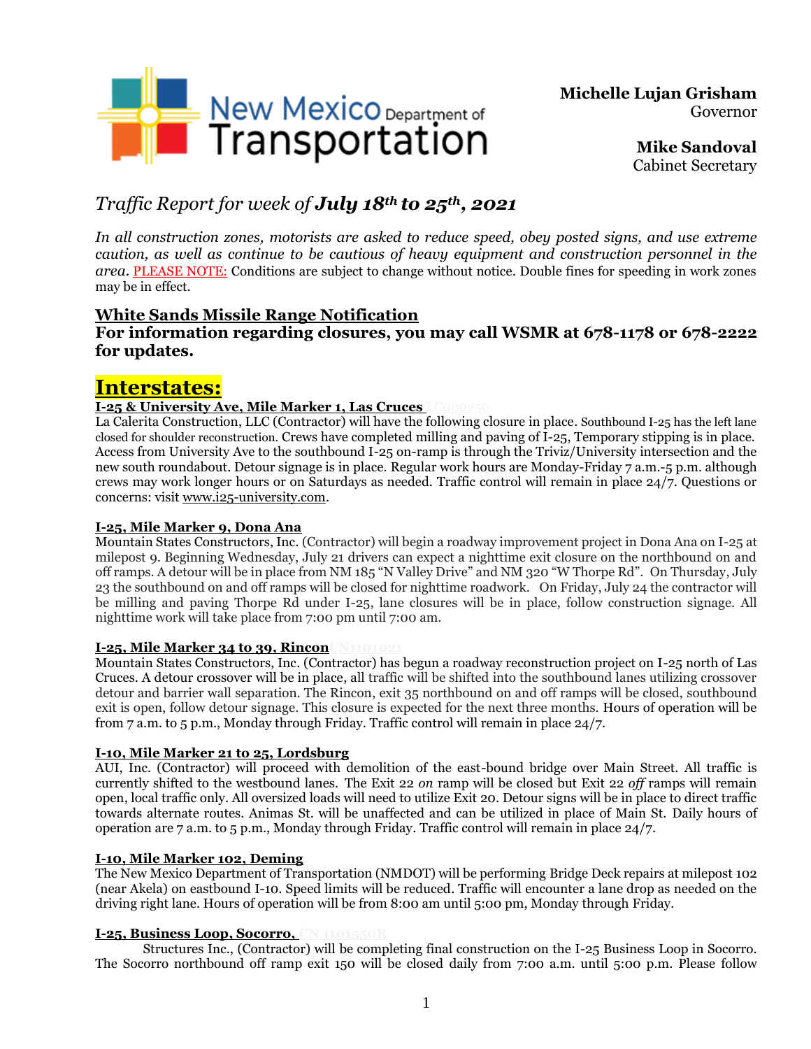New Mexico Department of Transportation

**Michelle Lujan Grisham**
Governor

**Mike Sandoval**
Cabinet Secretary

## *Traffic Report for week of **July 18th to 25th, 2021***

*In all construction zones, motorists are asked to reduce speed, obey posted signs, and use extreme caution, as well as continue to be cautious of heavy equipment and construction personnel in the area.* PLEASE NOTE: Conditions are subject to change without notice. Double fines for speeding in work zones may be in effect.

### White Sands Missile Range Notification

**For information regarding closures, you may call WSMR at 678-1178 or 678-2222 for updates.**

## Interstates:

**I-25 & University Ave, Mile Marker 1, Las Cruces**

La Calerita Construction, LLC (Contractor) will have the following closure in place. Southbound I-25 has the left lane closed for shoulder reconstruction. Crews have completed milling and paving of I-25, Temporary stipping is in place. Access from University Ave to the southbound I-25 on-ramp is through the Triviz/University intersection and the new south roundabout. Detour signage is in place. Regular work hours are Monday-Friday 7 a.m.-5 p.m. although crews may work longer hours or on Saturdays as needed. Traffic control will remain in place 24/7. Questions or concerns: visit www.i25-university.com.

**I-25, Mile Marker 9, Dona Ana**

Mountain States Constructors, Inc. (Contractor) will begin a roadway improvement project in Dona Ana on I-25 at milepost 9. Beginning Wednesday, July 21 drivers can expect a nighttime exit closure on the northbound on and off ramps. A detour will be in place from NM 185 "N Valley Drive" and NM 320 "W Thorpe Rd". On Thursday, July 23 the southbound on and off ramps will be closed for nighttime roadwork. On Friday, July 24 the contractor will be milling and paving Thorpe Rd under I-25, lane closures will be in place, follow construction signage. All nighttime work will take place from 7:00 pm until 7:00 am.

**I-25, Mile Marker 34 to 39, Rincon**

Mountain States Constructors, Inc. (Contractor) has begun a roadway reconstruction project on I-25 north of Las Cruces. A detour crossover will be in place, all traffic will be shifted into the southbound lanes utilizing crossover detour and barrier wall separation. The Rincon, exit 35 northbound on and off ramps will be closed, southbound exit is open, follow detour signage. This closure is expected for the next three months. Hours of operation will be from 7 a.m. to 5 p.m., Monday through Friday. Traffic control will remain in place 24/7.

**I-10, Mile Marker 21 to 25, Lordsburg**

AUI, Inc. (Contractor) will proceed with demolition of the east-bound bridge over Main Street. All traffic is currently shifted to the westbound lanes. The Exit 22 *on* ramp will be closed but Exit 22 *off* ramps will remain open, local traffic only. All oversized loads will need to utilize Exit 20. Detour signs will be in place to direct traffic towards alternate routes. Animas St. will be unaffected and can be utilized in place of Main St. Daily hours of operation are 7 a.m. to 5 p.m., Monday through Friday. Traffic control will remain in place 24/7.

**I-10, Mile Marker 102, Deming**

The New Mexico Department of Transportation (NMDOT) will be performing Bridge Deck repairs at milepost 102 (near Akela) on eastbound I-10. Speed limits will be reduced. Traffic will encounter a lane drop as needed on the driving right lane. Hours of operation will be from 8:00 am until 5:00 pm, Monday through Friday.

**I-25, Business Loop, Socorro,**

Structures Inc., (Contractor) will be completing final construction on the I-25 Business Loop in Socorro. The Socorro northbound off ramp exit 150 will be closed daily from 7:00 a.m. until 5:00 p.m. Please follow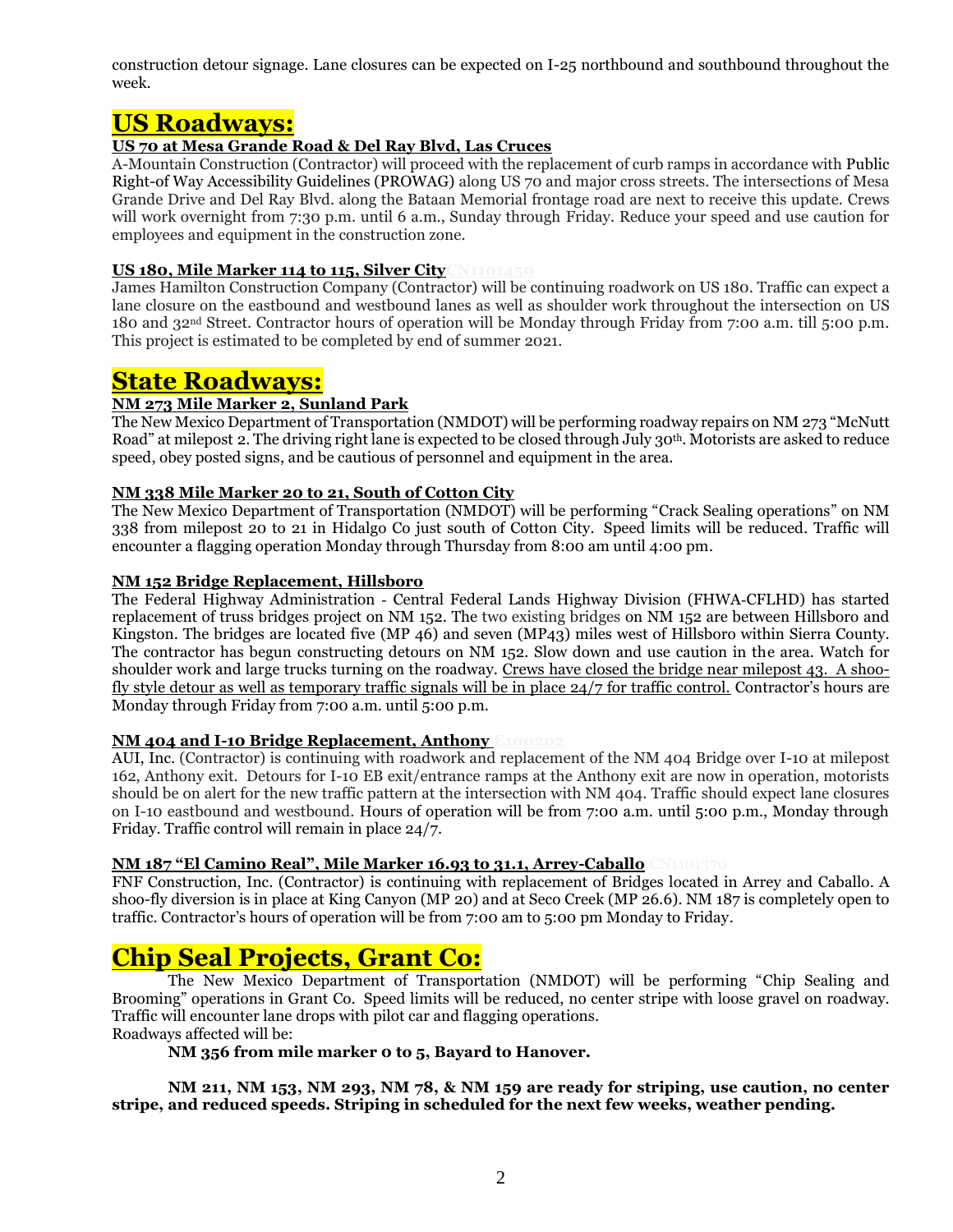construction detour signage. Lane closures can be expected on I-25 northbound and southbound throughout the week.

# US Roadways:

### US 70 at Mesa Grande Road & Del Ray Blvd, Las Cruces

A-Mountain Construction (Contractor) will proceed with the replacement of curb ramps in accordance with Public Right-of Way Accessibility Guidelines (PROWAG) along US 70 and major cross streets. The intersections of Mesa Grande Drive and Del Ray Blvd. along the Bataan Memorial frontage road are next to receive this update. Crews will work overnight from 7:30 p.m. until 6 a.m., Sunday through Friday. Reduce your speed and use caution for employees and equipment in the construction zone.

### US 180, Mile Marker 114 to 115, Silver City CN1101450

James Hamilton Construction Company (Contractor) will be continuing roadwork on US 180. Traffic can expect a lane closure on the eastbound and westbound lanes as well as shoulder work throughout the intersection on US 180 and 32nd Street. Contractor hours of operation will be Monday through Friday from 7:00 a.m. till 5:00 p.m. This project is estimated to be completed by end of summer 2021.

# State Roadways:

### NM 273 Mile Marker 2, Sunland Park

The New Mexico Department of Transportation (NMDOT) will be performing roadway repairs on NM 273 "McNutt Road" at milepost 2. The driving right lane is expected to be closed through July 30th. Motorists are asked to reduce speed, obey posted signs, and be cautious of personnel and equipment in the area.

### NM 338 Mile Marker 20 to 21, South of Cotton City

The New Mexico Department of Transportation (NMDOT) will be performing "Crack Sealing operations" on NM 338 from milepost 20 to 21 in Hidalgo Co just south of Cotton City. Speed limits will be reduced. Traffic will encounter a flagging operation Monday through Thursday from 8:00 am until 4:00 pm.

### NM 152 Bridge Replacement, Hillsboro

The Federal Highway Administration - Central Federal Lands Highway Division (FHWA-CFLHD) has started replacement of truss bridges project on NM 152. The two existing bridges on NM 152 are between Hillsboro and Kingston. The bridges are located five (MP 46) and seven (MP43) miles west of Hillsboro within Sierra County. The contractor has begun constructing detours on NM 152. Slow down and use caution in the area. Watch for shoulder work and large trucks turning on the roadway. Crews have closed the bridge near milepost 43. A shoo-fly style detour as well as temporary traffic signals will be in place 24/7 for traffic control. Contractor's hours are Monday through Friday from 7:00 a.m. until 5:00 p.m.

### NM 404 and I-10 Bridge Replacement, Anthony E100202

AUI, Inc. (Contractor) is continuing with roadwork and replacement of the NM 404 Bridge over I-10 at milepost 162, Anthony exit. Detours for I-10 EB exit/entrance ramps at the Anthony exit are now in operation, motorists should be on alert for the new traffic pattern at the intersection with NM 404. Traffic should expect lane closures on I-10 eastbound and westbound. Hours of operation will be from 7:00 a.m. until 5:00 p.m., Monday through Friday. Traffic control will remain in place 24/7.

### NM 187 "El Camino Real", Mile Marker 16.93 to 31.1, Arrey-Caballo CN1101370

FNF Construction, Inc. (Contractor) is continuing with replacement of Bridges located in Arrey and Caballo. A shoo-fly diversion is in place at King Canyon (MP 20) and at Seco Creek (MP 26.6). NM 187 is completely open to traffic. Contractor's hours of operation will be from 7:00 am to 5:00 pm Monday to Friday.

# Chip Seal Projects, Grant Co:

The New Mexico Department of Transportation (NMDOT) will be performing "Chip Sealing and Brooming" operations in Grant Co. Speed limits will be reduced, no center stripe with loose gravel on roadway. Traffic will encounter lane drops with pilot car and flagging operations.

Roadways affected will be:

**NM 356 from mile marker 0 to 5, Bayard to Hanover.**

**NM 211, NM 153, NM 293, NM 78, & NM 159 are ready for striping, use caution, no center stripe, and reduced speeds. Striping in scheduled for the next few weeks, weather pending.**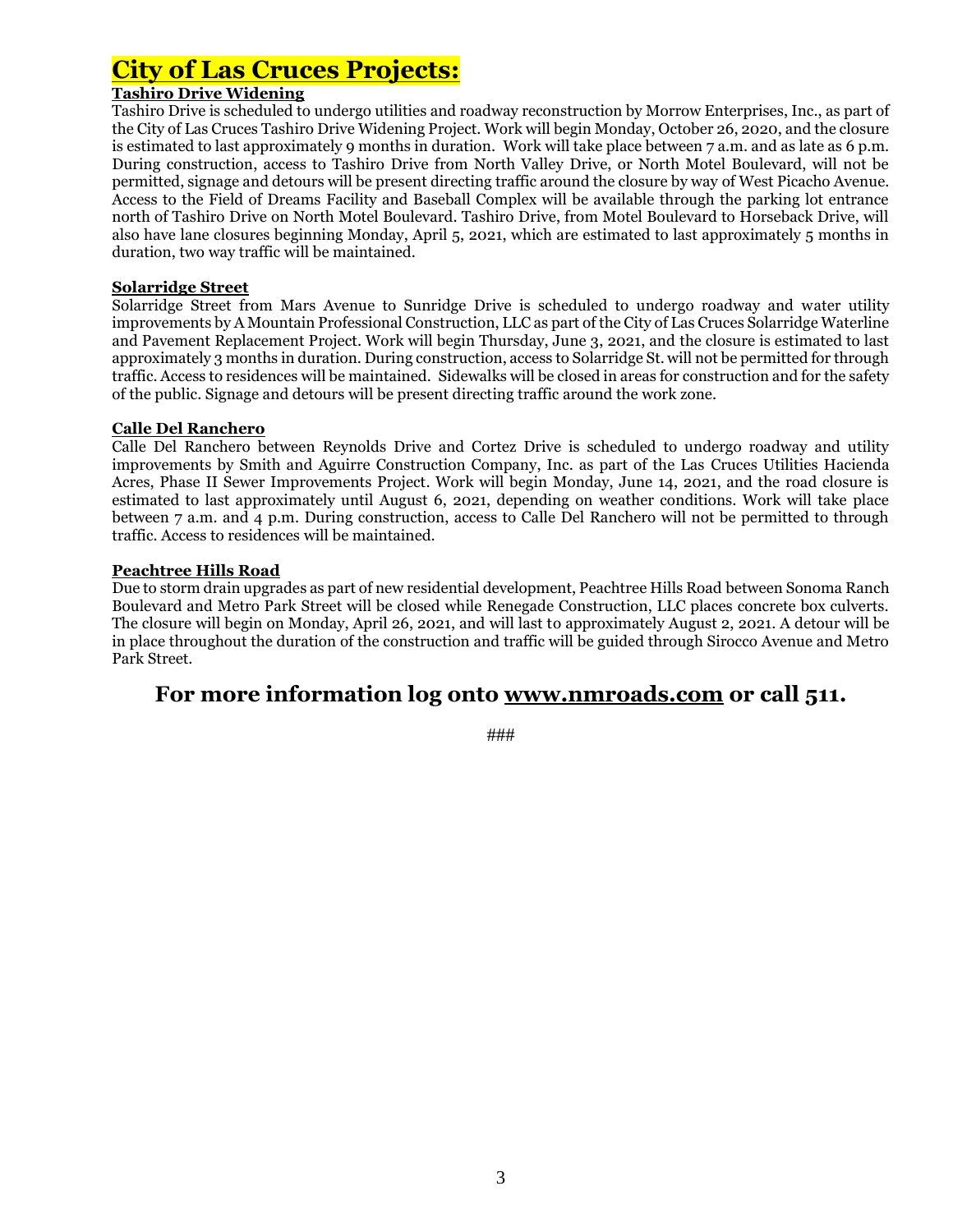# City of Las Cruces Projects:

### Tashiro Drive Widening

Tashiro Drive is scheduled to undergo utilities and roadway reconstruction by Morrow Enterprises, Inc., as part of the City of Las Cruces Tashiro Drive Widening Project. Work will begin Monday, October 26, 2020, and the closure is estimated to last approximately 9 months in duration. Work will take place between 7 a.m. and as late as 6 p.m. During construction, access to Tashiro Drive from North Valley Drive, or North Motel Boulevard, will not be permitted, signage and detours will be present directing traffic around the closure by way of West Picacho Avenue. Access to the Field of Dreams Facility and Baseball Complex will be available through the parking lot entrance north of Tashiro Drive on North Motel Boulevard. Tashiro Drive, from Motel Boulevard to Horseback Drive, will also have lane closures beginning Monday, April 5, 2021, which are estimated to last approximately 5 months in duration, two way traffic will be maintained.

### Solarridge Street

Solarridge Street from Mars Avenue to Sunridge Drive is scheduled to undergo roadway and water utility improvements by A Mountain Professional Construction, LLC as part of the City of Las Cruces Solarridge Waterline and Pavement Replacement Project. Work will begin Thursday, June 3, 2021, and the closure is estimated to last approximately 3 months in duration. During construction, access to Solarridge St. will not be permitted for through traffic. Access to residences will be maintained. Sidewalks will be closed in areas for construction and for the safety of the public. Signage and detours will be present directing traffic around the work zone.

### Calle Del Ranchero

Calle Del Ranchero between Reynolds Drive and Cortez Drive is scheduled to undergo roadway and utility improvements by Smith and Aguirre Construction Company, Inc. as part of the Las Cruces Utilities Hacienda Acres, Phase II Sewer Improvements Project. Work will begin Monday, June 14, 2021, and the road closure is estimated to last approximately until August 6, 2021, depending on weather conditions. Work will take place between 7 a.m. and 4 p.m. During construction, access to Calle Del Ranchero will not be permitted to through traffic. Access to residences will be maintained.

### Peachtree Hills Road

Due to storm drain upgrades as part of new residential development, Peachtree Hills Road between Sonoma Ranch Boulevard and Metro Park Street will be closed while Renegade Construction, LLC places concrete box culverts. The closure will begin on Monday, April 26, 2021, and will last to approximately August 2, 2021. A detour will be in place throughout the duration of the construction and traffic will be guided through Sirocco Avenue and Metro Park Street.

## For more information log onto www.nmroads.com or call 511.

###